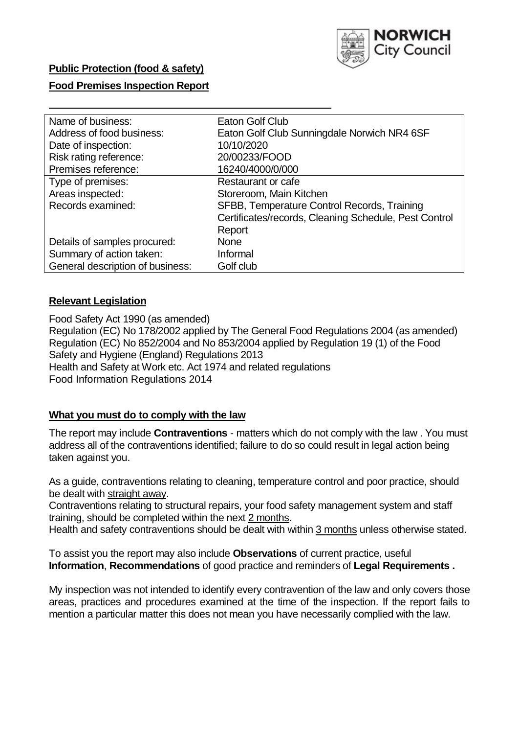NORWICH City Council

**Public Protection (food & safety)**

**Food Premises Inspection Report**

| | |
|---|---|
| Name of business: | Eaton Golf Club |
| Address of food business: | Eaton Golf Club Sunningdale Norwich NR4 6SF |
| Date of inspection: | 10/10/2020 |
| Risk rating reference: | 20/00233/FOOD |
| Premises reference: | 16240/4000/0/000 |
| Type of premises: | Restaurant or cafe |
| Areas inspected: | Storeroom, Main Kitchen |
| Records examined: | SFBB, Temperature Control Records, Training Certificates/records, Cleaning Schedule, Pest Control Report |
| Details of samples procured: | None |
| Summary of action taken: | Informal |
| General description of business: | Golf club |

## **Relevant Legislation**

Food Safety Act 1990 (as amended)
Regulation (EC) No 178/2002 applied by The General Food Regulations 2004 (as amended)
Regulation (EC) No 852/2004 and No 853/2004 applied by Regulation 19 (1) of the Food Safety and Hygiene (England) Regulations 2013
Health and Safety at Work etc. Act 1974 and related regulations
Food Information Regulations 2014

## **What you must do to comply with the law**

The report may include **Contraventions** - matters which do not comply with the law . You must address all of the contraventions identified; failure to do so could result in legal action being taken against you.

As a guide, contraventions relating to cleaning, temperature control and poor practice, should be dealt with straight away.
Contraventions relating to structural repairs, your food safety management system and staff training, should be completed within the next 2 months.
Health and safety contraventions should be dealt with within 3 months unless otherwise stated.

To assist you the report may also include **Observations** of current practice, useful **Information**, **Recommendations** of good practice and reminders of **Legal Requirements .**

My inspection was not intended to identify every contravention of the law and only covers those areas, practices and procedures examined at the time of the inspection. If the report fails to mention a particular matter this does not mean you have necessarily complied with the law.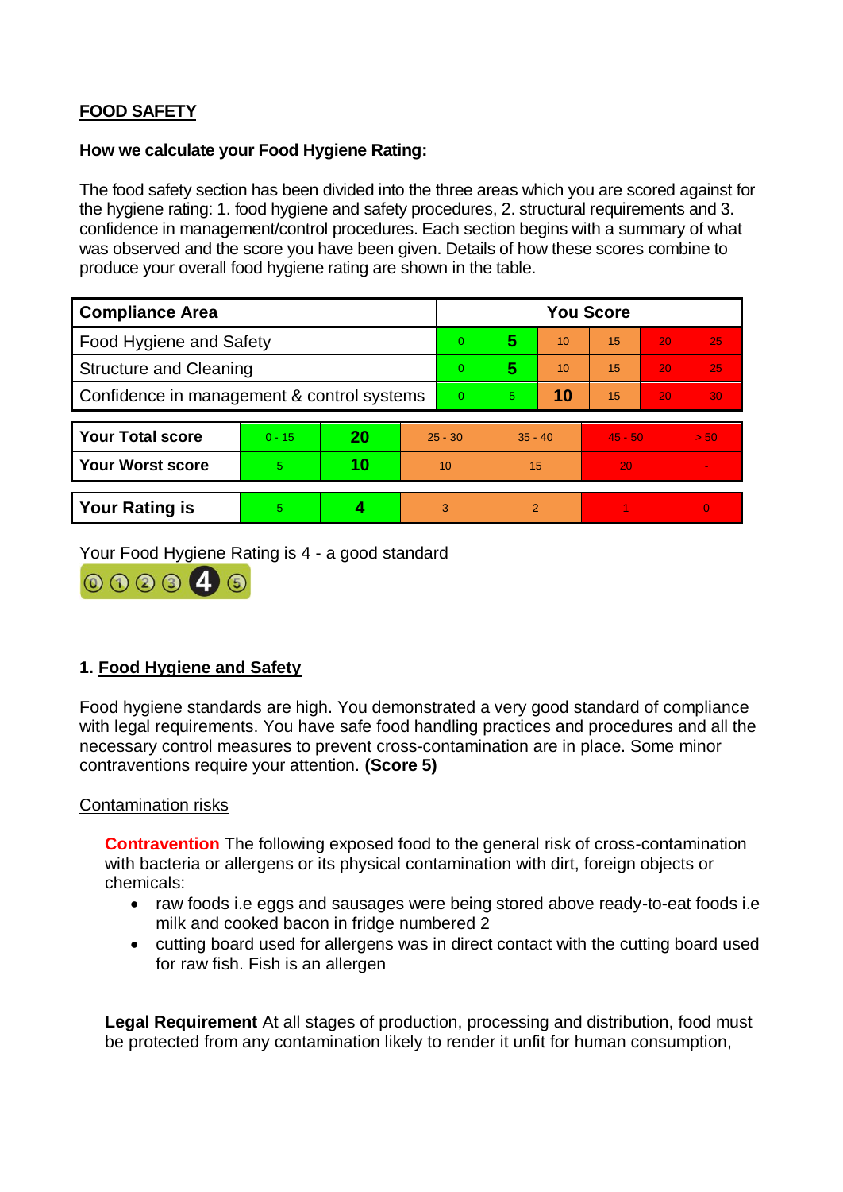**FOOD SAFETY**

**How we calculate your Food Hygiene Rating:**

The food safety section has been divided into the three areas which you are scored against for the hygiene rating: 1. food hygiene and safety procedures, 2. structural requirements and 3. confidence in management/control procedures. Each section begins with a summary of what was observed and the score you have been given. Details of how these scores combine to produce your overall food hygiene rating are shown in the table.

| Compliance Area | You Score | | | | | |
|---|---|---|---|---|---|---|
| Food Hygiene and Safety | 0 | **5** | 10 | 15 | 20 | 25 |
| Structure and Cleaning | 0 | **5** | 10 | 15 | 20 | 25 |
| Confidence in management & control systems | 0 | 5 | **10** | 15 | 20 | 30 |

| | | | | | | |
|---|---|---|---|---|---|---|
| **Your Total score** | 0 - 15 | **20** | 25 - 30 | 35 - 40 | 45 - 50 | > 50 |
| **Your Worst score** | 5 | **10** | 10 | 15 | 20 | - |

| | | | | | | |
|---|---|---|---|---|---|---|
| **Your Rating is** | 5 | **4** | 3 | 2 | 1 | 0 |

Your Food Hygiene Rating is 4 - a good standard

## 1. Food Hygiene and Safety

Food hygiene standards are high. You demonstrated a very good standard of compliance with legal requirements. You have safe food handling practices and procedures and all the necessary control measures to prevent cross-contamination are in place. Some minor contraventions require your attention. **(Score 5)**

### Contamination risks

**Contravention** The following exposed food to the general risk of cross-contamination with bacteria or allergens or its physical contamination with dirt, foreign objects or chemicals:

- raw foods i.e eggs and sausages were being stored above ready-to-eat foods i.e milk and cooked bacon in fridge numbered 2
- cutting board used for allergens was in direct contact with the cutting board used for raw fish. Fish is an allergen

**Legal Requirement** At all stages of production, processing and distribution, food must be protected from any contamination likely to render it unfit for human consumption,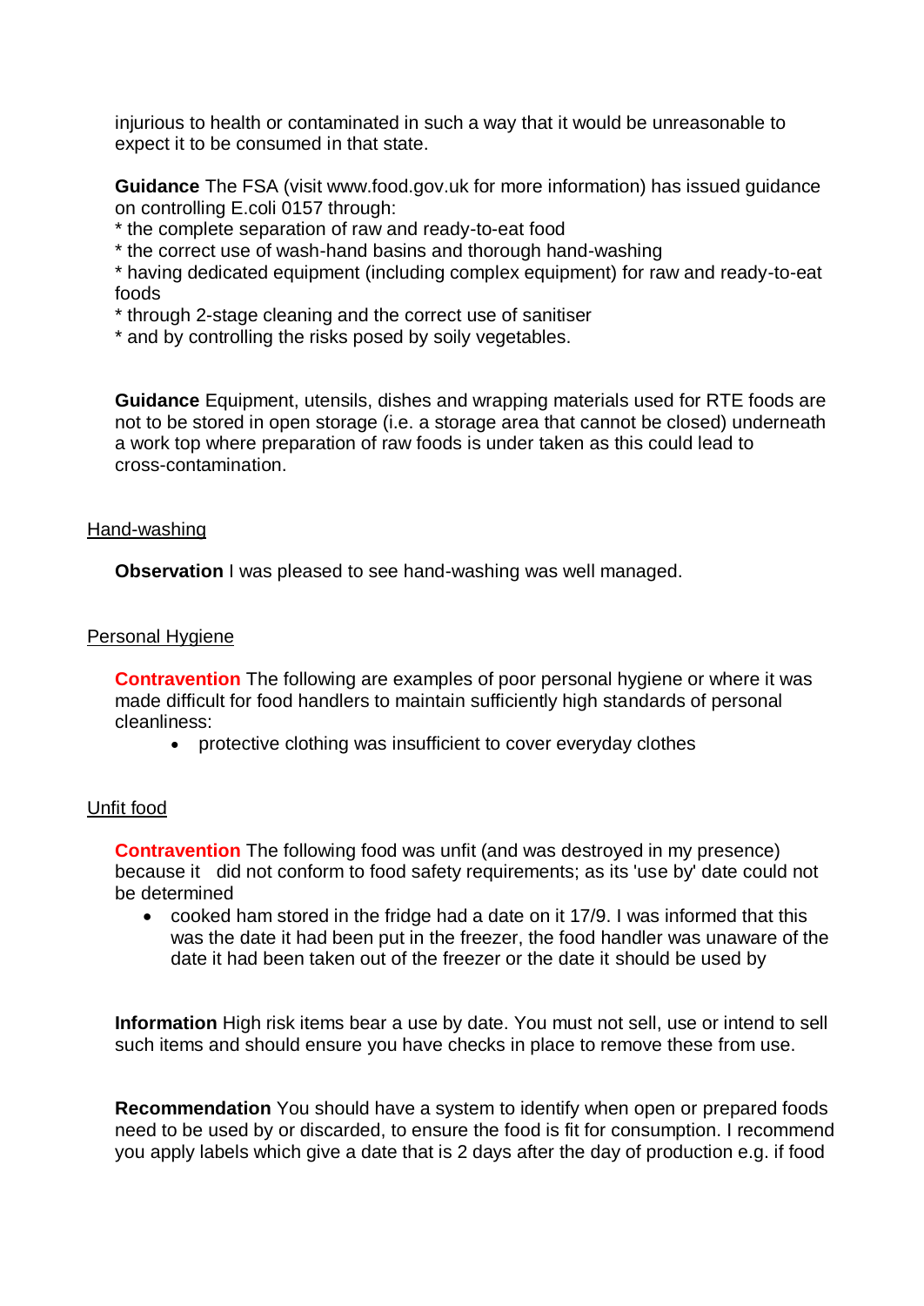injurious to health or contaminated in such a way that it would be unreasonable to expect it to be consumed in that state.

**Guidance** The FSA (visit www.food.gov.uk for more information) has issued guidance on controlling E.coli 0157 through:
* the complete separation of raw and ready-to-eat food
* the correct use of wash-hand basins and thorough hand-washing
* having dedicated equipment (including complex equipment) for raw and ready-to-eat foods
* through 2-stage cleaning and the correct use of sanitiser
* and by controlling the risks posed by soily vegetables.

**Guidance** Equipment, utensils, dishes and wrapping materials used for RTE foods are not to be stored in open storage (i.e. a storage area that cannot be closed) underneath a work top where preparation of raw foods is under taken as this could lead to cross-contamination.

Hand-washing

**Observation** I was pleased to see hand-washing was well managed.

Personal Hygiene

**Contravention** The following are examples of poor personal hygiene or where it was made difficult for food handlers to maintain sufficiently high standards of personal cleanliness:

- protective clothing was insufficient to cover everyday clothes

Unfit food

**Contravention** The following food was unfit (and was destroyed in my presence) because it did not conform to food safety requirements; as its 'use by' date could not be determined

- cooked ham stored in the fridge had a date on it 17/9. I was informed that this was the date it had been put in the freezer, the food handler was unaware of the date it had been taken out of the freezer or the date it should be used by

**Information** High risk items bear a use by date. You must not sell, use or intend to sell such items and should ensure you have checks in place to remove these from use.

**Recommendation** You should have a system to identify when open or prepared foods need to be used by or discarded, to ensure the food is fit for consumption. I recommend you apply labels which give a date that is 2 days after the day of production e.g. if food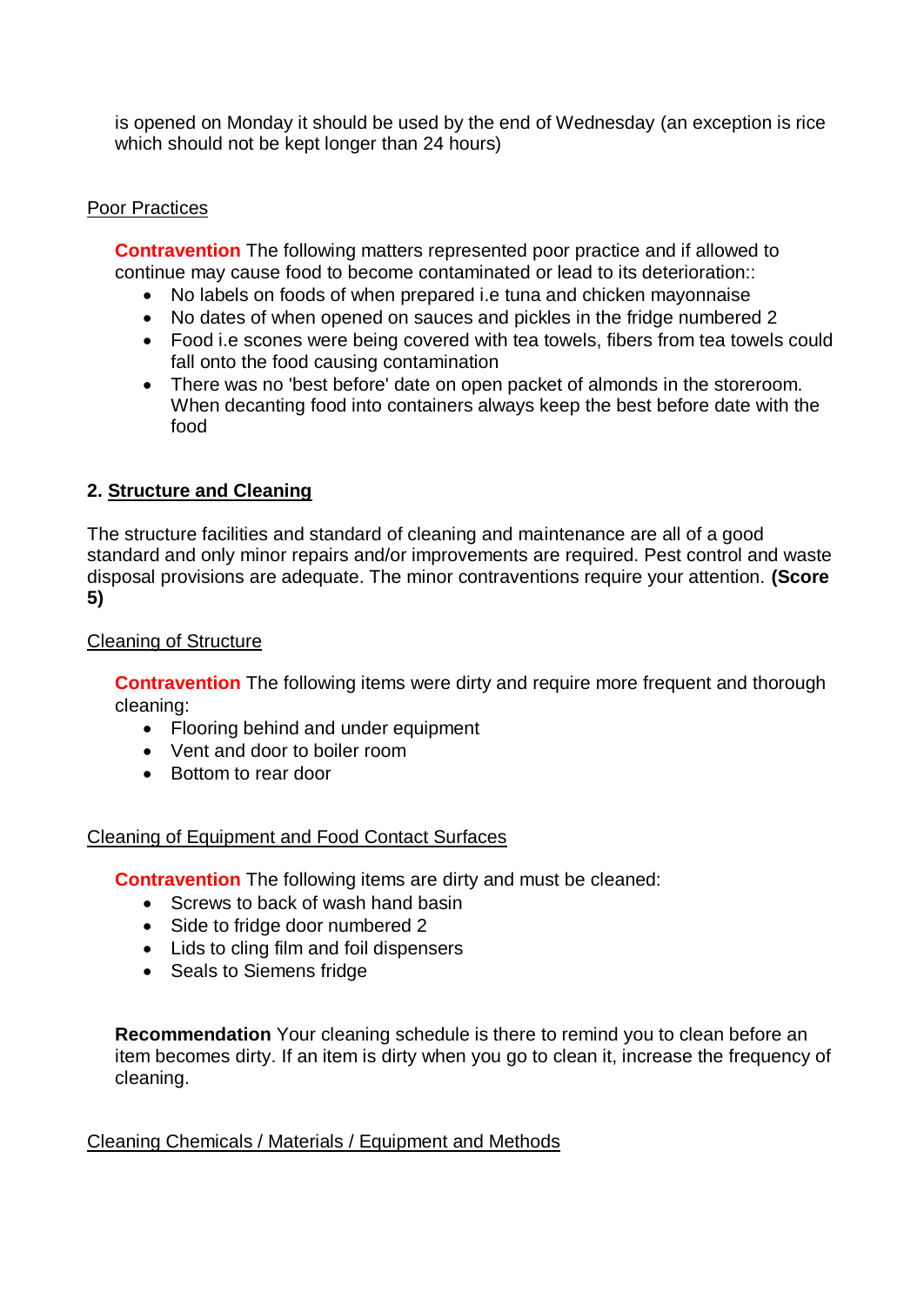is opened on Monday it should be used by the end of Wednesday (an exception is rice which should not be kept longer than 24 hours)

Poor Practices

**Contravention** The following matters represented poor practice and if allowed to continue may cause food to become contaminated or lead to its deterioration::

- No labels on foods of when prepared i.e tuna and chicken mayonnaise
- No dates of when opened on sauces and pickles in the fridge numbered 2
- Food i.e scones were being covered with tea towels, fibers from tea towels could fall onto the food causing contamination
- There was no 'best before' date on open packet of almonds in the storeroom. When decanting food into containers always keep the best before date with the food

## 2. Structure and Cleaning

The structure facilities and standard of cleaning and maintenance are all of a good standard and only minor repairs and/or improvements are required. Pest control and waste disposal provisions are adequate. The minor contraventions require your attention. **(Score 5)**

Cleaning of Structure

**Contravention** The following items were dirty and require more frequent and thorough cleaning:

- Flooring behind and under equipment
- Vent and door to boiler room
- Bottom to rear door

Cleaning of Equipment and Food Contact Surfaces

**Contravention** The following items are dirty and must be cleaned:

- Screws to back of wash hand basin
- Side to fridge door numbered 2
- Lids to cling film and foil dispensers
- Seals to Siemens fridge

**Recommendation** Your cleaning schedule is there to remind you to clean before an item becomes dirty. If an item is dirty when you go to clean it, increase the frequency of cleaning.

Cleaning Chemicals / Materials / Equipment and Methods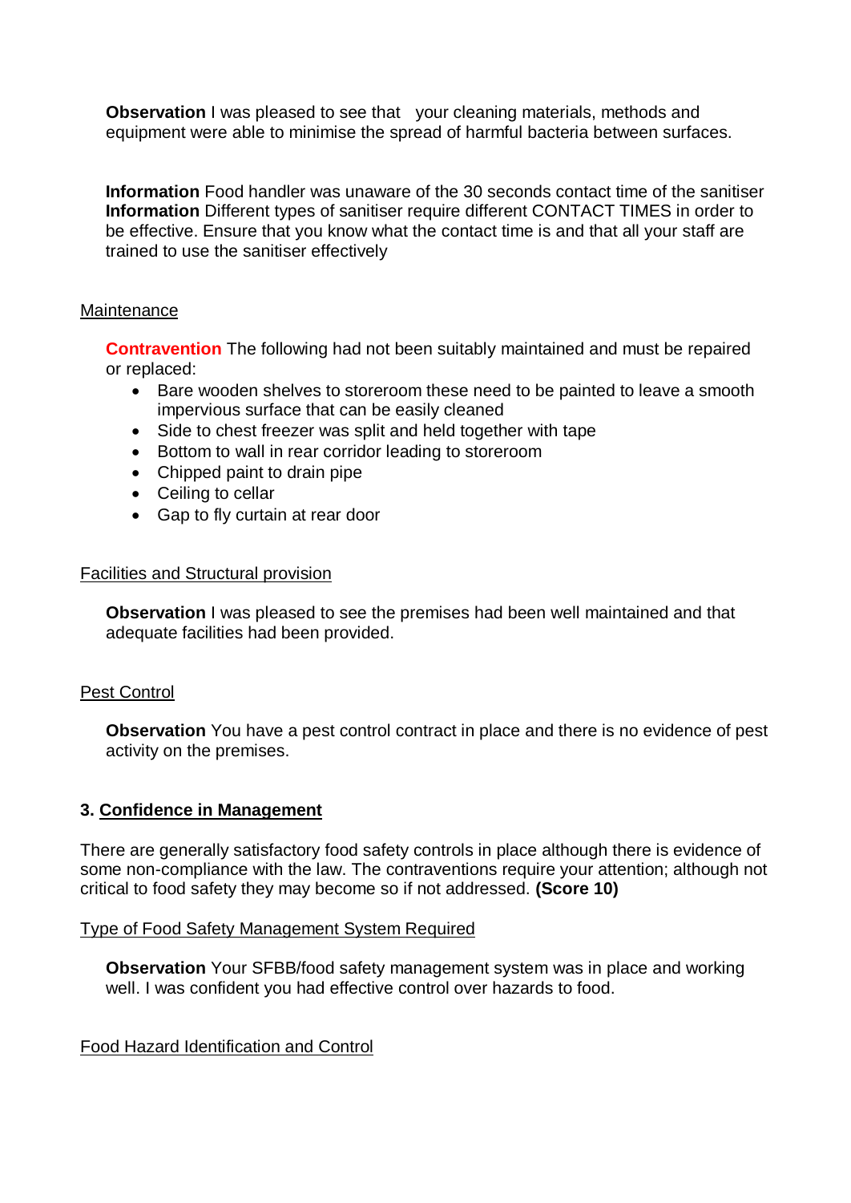**Observation** I was pleased to see that your cleaning materials, methods and equipment were able to minimise the spread of harmful bacteria between surfaces.

**Information** Food handler was unaware of the 30 seconds contact time of the sanitiser
**Information** Different types of sanitiser require different CONTACT TIMES in order to be effective. Ensure that you know what the contact time is and that all your staff are trained to use the sanitiser effectively

Maintenance

**Contravention** The following had not been suitably maintained and must be repaired or replaced:

- Bare wooden shelves to storeroom these need to be painted to leave a smooth impervious surface that can be easily cleaned
- Side to chest freezer was split and held together with tape
- Bottom to wall in rear corridor leading to storeroom
- Chipped paint to drain pipe
- Ceiling to cellar
- Gap to fly curtain at rear door

Facilities and Structural provision

**Observation** I was pleased to see the premises had been well maintained and that adequate facilities had been provided.

Pest Control

**Observation** You have a pest control contract in place and there is no evidence of pest activity on the premises.

## 3. Confidence in Management

There are generally satisfactory food safety controls in place although there is evidence of some non-compliance with the law. The contraventions require your attention; although not critical to food safety they may become so if not addressed. **(Score 10)**

Type of Food Safety Management System Required

**Observation** Your SFBB/food safety management system was in place and working well. I was confident you had effective control over hazards to food.

Food Hazard Identification and Control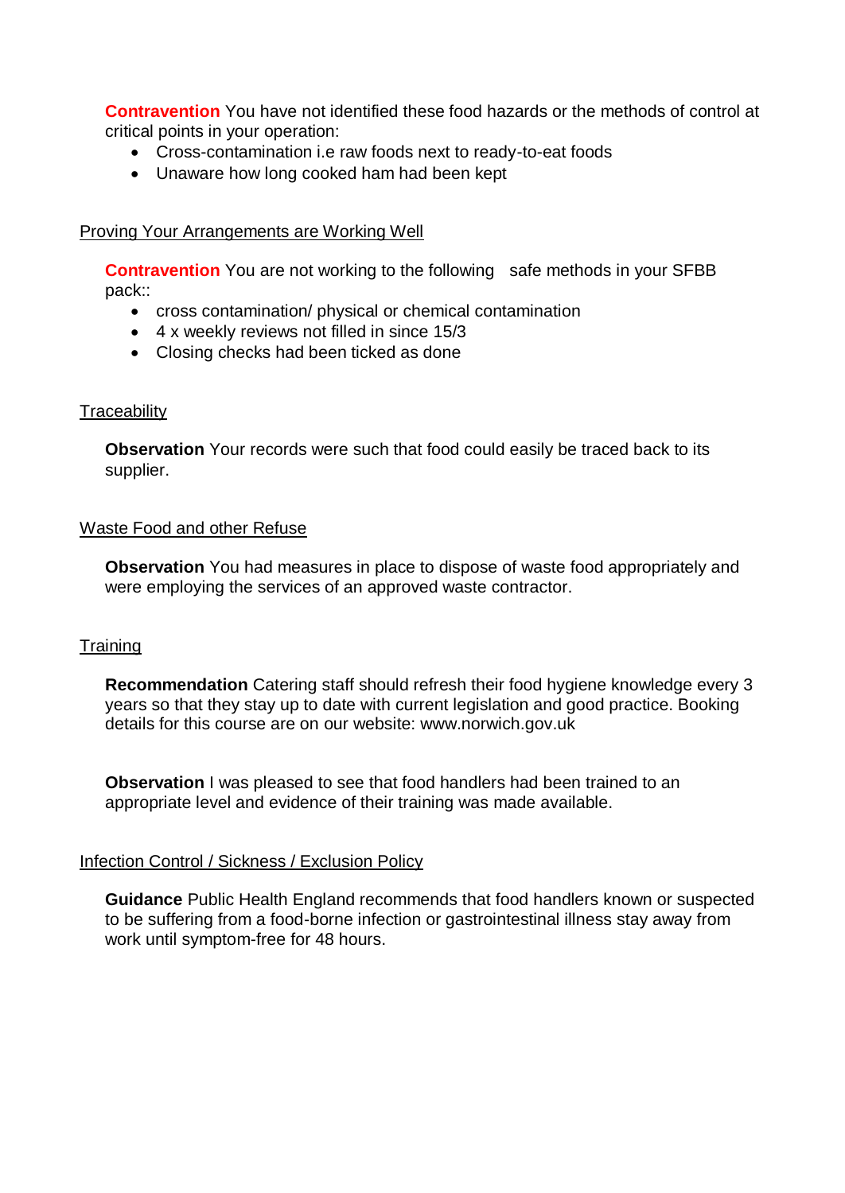**Contravention** You have not identified these food hazards or the methods of control at critical points in your operation:

- Cross-contamination i.e raw foods next to ready-to-eat foods
- Unaware how long cooked ham had been kept

## Proving Your Arrangements are Working Well

**Contravention** You are not working to the following safe methods in your SFBB pack::

- cross contamination/ physical or chemical contamination
- 4 x weekly reviews not filled in since 15/3
- Closing checks had been ticked as done

## Traceability

**Observation** Your records were such that food could easily be traced back to its supplier.

## Waste Food and other Refuse

**Observation** You had measures in place to dispose of waste food appropriately and were employing the services of an approved waste contractor.

## Training

**Recommendation** Catering staff should refresh their food hygiene knowledge every 3 years so that they stay up to date with current legislation and good practice. Booking details for this course are on our website: www.norwich.gov.uk

**Observation** I was pleased to see that food handlers had been trained to an appropriate level and evidence of their training was made available.

## Infection Control / Sickness / Exclusion Policy

**Guidance** Public Health England recommends that food handlers known or suspected to be suffering from a food-borne infection or gastrointestinal illness stay away from work until symptom-free for 48 hours.